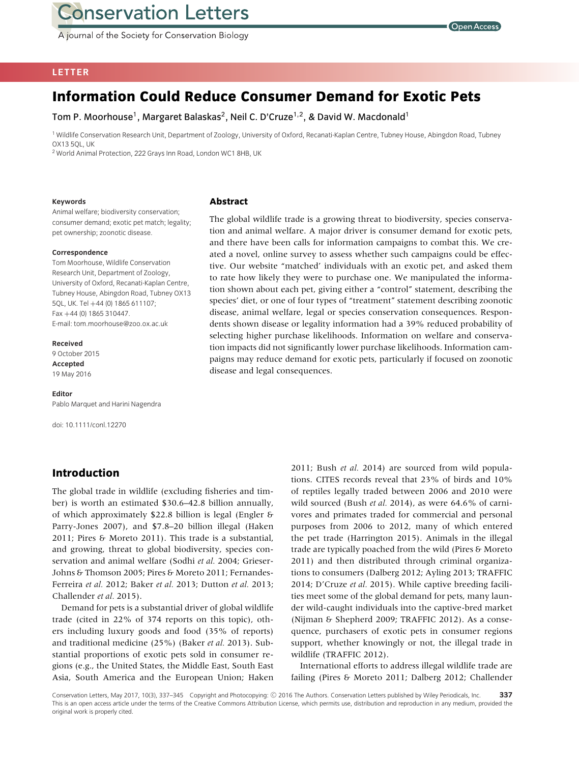LETTER

# Information Could Reduce Consumer Demand for Exotic Pets

Tom P. Moorhouse[1], Margaret Balaskas[2], Neil C. D'Cruze[1,2], & David W. Macdonald[1]

[1] Wildlife Conservation Research Unit, Department of Zoology, University of Oxford, Recanati-Kaplan Centre, Tubney House, Abingdon Road, Tubney OX13 5QL, UK

[2] World Animal Protection, 222 Grays Inn Road, London WC1 8HB, UK

**Keywords**

Animal welfare; biodiversity conservation; consumer demand; exotic pet match; legality; pet ownership; zoonotic disease.

**Correspondence**

Tom Moorhouse, Wildlife Conservation Research Unit, Department of Zoology, University of Oxford, Recanati-Kaplan Centre, Tubney House, Abingdon Road, Tubney OX13 5QL, UK. Tel +44 (0) 1865 611107; Fax +44 (0) 1865 310447.
E-mail: tom.moorhouse@zoo.ox.ac.uk

**Received**
9 October 2015

**Accepted**
19 May 2016

**Editor**
Pablo Marquet and Harini Nagendra

doi: 10.1111/conl.12270

## Abstract

The global wildlife trade is a growing threat to biodiversity, species conservation and animal welfare. A major driver is consumer demand for exotic pets, and there have been calls for information campaigns to combat this. We created a novel, online survey to assess whether such campaigns could be effective. Our website "matched' individuals with an exotic pet, and asked them to rate how likely they were to purchase one. We manipulated the information shown about each pet, giving either a "control" statement, describing the species' diet, or one of four types of "treatment" statement describing zoonotic disease, animal welfare, legal or species conservation consequences. Respondents shown disease or legality information had a 39% reduced probability of selecting higher purchase likelihoods. Information on welfare and conservation impacts did not significantly lower purchase likelihoods. Information campaigns may reduce demand for exotic pets, particularly if focused on zoonotic disease and legal consequences.

## Introduction

The global trade in wildlife (excluding fisheries and timber) is worth an estimated \$30.6–42.8 billion annually, of which approximately \$22.8 billion is legal (Engler & Parry-Jones 2007), and \$7.8–20 billion illegal (Haken 2011; Pires & Moreto 2011). This trade is a substantial, and growing, threat to global biodiversity, species conservation and animal welfare (Sodhi *et al.* 2004; Grieser-Johns & Thomson 2005; Pires & Moreto 2011; Fernandes-Ferreira *et al.* 2012; Baker *et al.* 2013; Dutton *et al.* 2013; Challender *et al.* 2015).

Demand for pets is a substantial driver of global wildlife trade (cited in 22% of 374 reports on this topic), others including luxury goods and food (35% of reports) and traditional medicine (25%) (Baker *et al.* 2013). Substantial proportions of exotic pets sold in consumer regions (e.g., the United States, the Middle East, South East Asia, South America and the European Union; Haken 2011; Bush *et al.* 2014) are sourced from wild populations. CITES records reveal that 23% of birds and 10% of reptiles legally traded between 2006 and 2010 were wild sourced (Bush *et al.* 2014), as were 64.6% of carnivores and primates traded for commercial and personal purposes from 2006 to 2012, many of which entered the pet trade (Harrington 2015). Animals in the illegal trade are typically poached from the wild (Pires & Moreto 2011) and then distributed through criminal organizations to consumers (Dalberg 2012; Ayling 2013; TRAFFIC 2014; D'Cruze *et al.* 2015). While captive breeding facilities meet some of the global demand for pets, many launder wild-caught individuals into the captive-bred market (Nijman & Shepherd 2009; TRAFFIC 2012). As a consequence, purchasers of exotic pets in consumer regions support, whether knowingly or not, the illegal trade in wildlife (TRAFFIC 2012).

International efforts to address illegal wildlife trade are failing (Pires & Moreto 2011; Dalberg 2012; Challender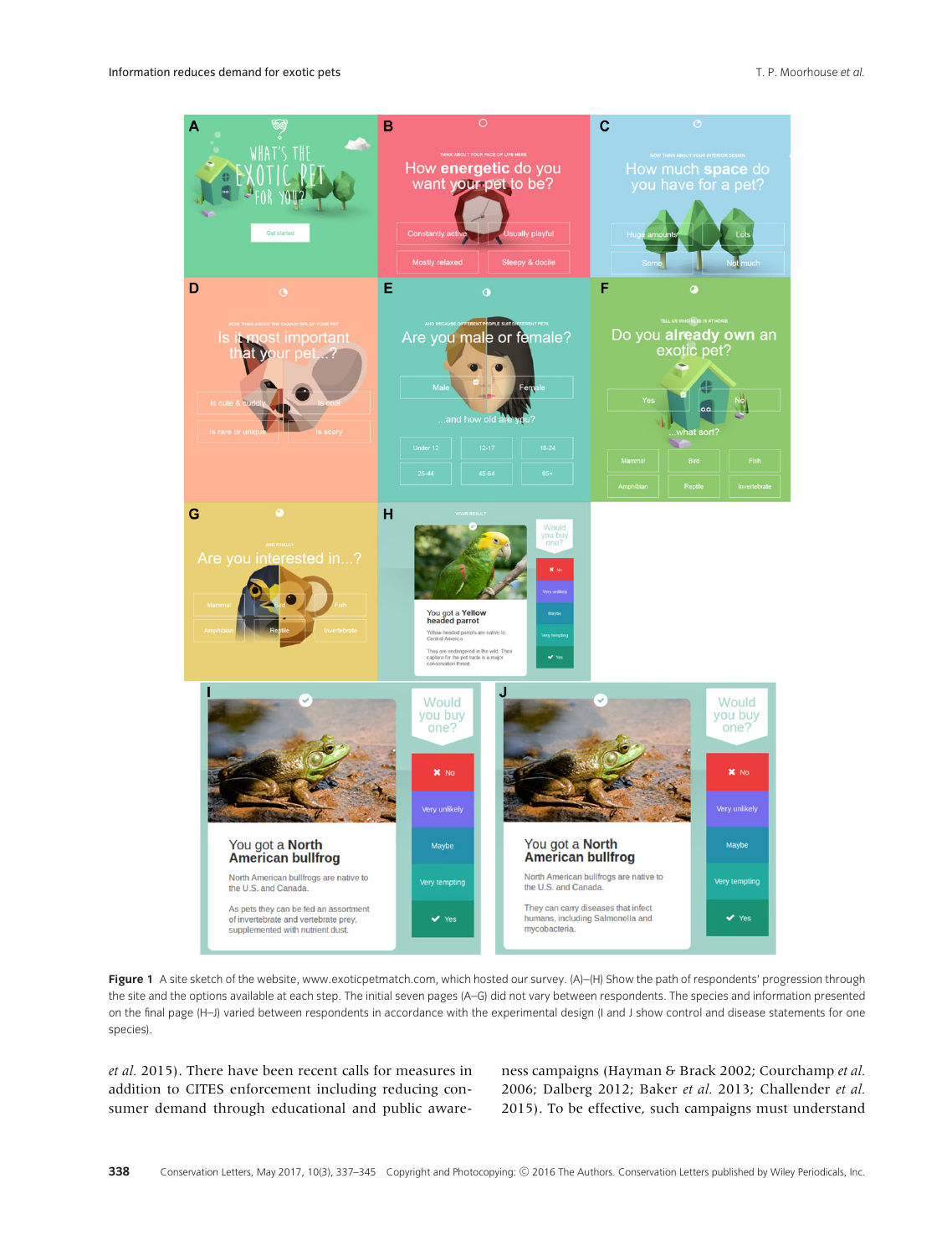Figure 1 A site sketch of the website, www.exoticpetmatch.com, which hosted our survey. (A)–(H) Show the path of respondents' progression through the site and the options available at each step. The initial seven pages (A–G) did not vary between respondents. The species and information presented on the final page (H–J) varied between respondents in accordance with the experimental design (I and J show control and disease statements for one species).

*et al.* 2015). There have been recent calls for measures in addition to CITES enforcement including reducing consumer demand through educational and public awareness campaigns (Hayman & Brack 2002; Courchamp *et al.* 2006; Dalberg 2012; Baker *et al.* 2013; Challender *et al.* 2015). To be effective, such campaigns must understand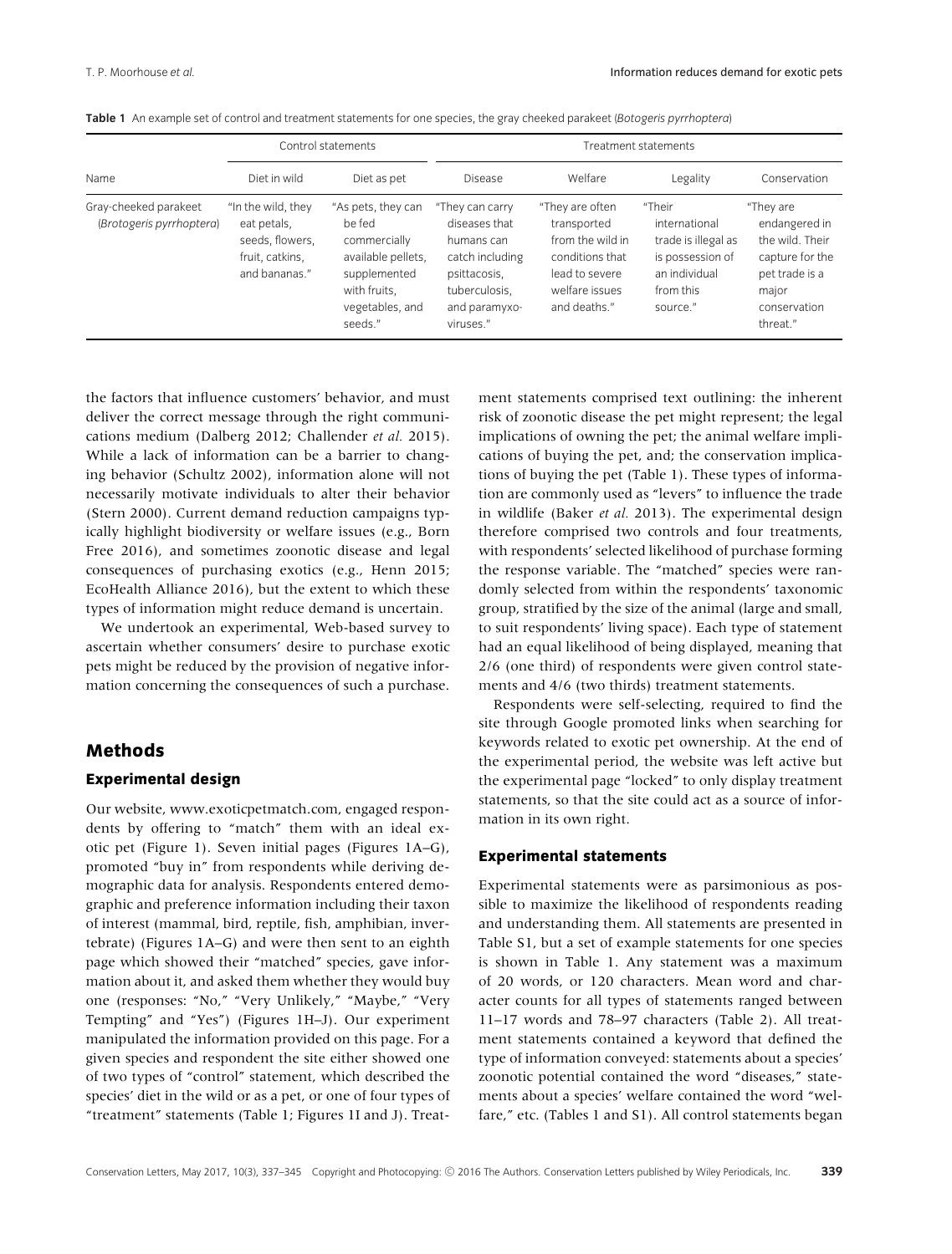**Table 1** An example set of control and treatment statements for one species, the gray cheeked parakeet (*Botogeris pyrrhoptera*)

| Name | Control statements | | Treatment statements | | | |
|---|---|---|---|---|---|---|
| | Diet in wild | Diet as pet | Disease | Welfare | Legality | Conservation |
| Gray-cheeked parakeet (*Brotogeris pyrrhoptera*) | "In the wild, they eat petals, seeds, flowers, fruit, catkins, and bananas." | "As pets, they can be fed commercially available pellets, supplemented with fruits, vegetables, and seeds." | "They can carry diseases that humans can catch including psittacosis, tuberculosis, and paramyxo-viruses." | "They are often transported from the wild in conditions that lead to severe welfare issues and deaths." | "Their international trade is illegal as is possession of an individual from this source." | "They are endangered in the wild. Their capture for the pet trade is a major conservation threat." |

the factors that influence customers' behavior, and must deliver the correct message through the right communications medium (Dalberg 2012; Challender *et al.* 2015). While a lack of information can be a barrier to changing behavior (Schultz 2002), information alone will not necessarily motivate individuals to alter their behavior (Stern 2000). Current demand reduction campaigns typically highlight biodiversity or welfare issues (e.g., Born Free 2016), and sometimes zoonotic disease and legal consequences of purchasing exotics (e.g., Henn 2015; EcoHealth Alliance 2016), but the extent to which these types of information might reduce demand is uncertain.

We undertook an experimental, Web-based survey to ascertain whether consumers' desire to purchase exotic pets might be reduced by the provision of negative information concerning the consequences of such a purchase.

## Methods

### Experimental design

Our website, www.exoticpetmatch.com, engaged respondents by offering to "match" them with an ideal exotic pet (Figure 1). Seven initial pages (Figures 1A–G), promoted "buy in" from respondents while deriving demographic data for analysis. Respondents entered demographic and preference information including their taxon of interest (mammal, bird, reptile, fish, amphibian, invertebrate) (Figures 1A–G) and were then sent to an eighth page which showed their "matched" species, gave information about it, and asked them whether they would buy one (responses: "No," "Very Unlikely," "Maybe," "Very Tempting" and "Yes") (Figures 1H–J). Our experiment manipulated the information provided on this page. For a given species and respondent the site either showed one of two types of "control" statement, which described the species' diet in the wild or as a pet, or one of four types of "treatment" statements (Table 1; Figures 1I and J). Treatment statements comprised text outlining: the inherent risk of zoonotic disease the pet might represent; the legal implications of owning the pet; the animal welfare implications of buying the pet, and; the conservation implications of buying the pet (Table 1). These types of information are commonly used as "levers" to influence the trade in wildlife (Baker *et al.* 2013). The experimental design therefore comprised two controls and four treatments, with respondents' selected likelihood of purchase forming the response variable. The "matched" species were randomly selected from within the respondents' taxonomic group, stratified by the size of the animal (large and small, to suit respondents' living space). Each type of statement had an equal likelihood of being displayed, meaning that 2/6 (one third) of respondents were given control statements and 4/6 (two thirds) treatment statements.

Respondents were self-selecting, required to find the site through Google promoted links when searching for keywords related to exotic pet ownership. At the end of the experimental period, the website was left active but the experimental page "locked" to only display treatment statements, so that the site could act as a source of information in its own right.

### Experimental statements

Experimental statements were as parsimonious as possible to maximize the likelihood of respondents reading and understanding them. All statements are presented in Table S1, but a set of example statements for one species is shown in Table 1. Any statement was a maximum of 20 words, or 120 characters. Mean word and character counts for all types of statements ranged between 11–17 words and 78–97 characters (Table 2). All treatment statements contained a keyword that defined the type of information conveyed: statements about a species' zoonotic potential contained the word "diseases," statements about a species' welfare contained the word "welfare," etc. (Tables 1 and S1). All control statements began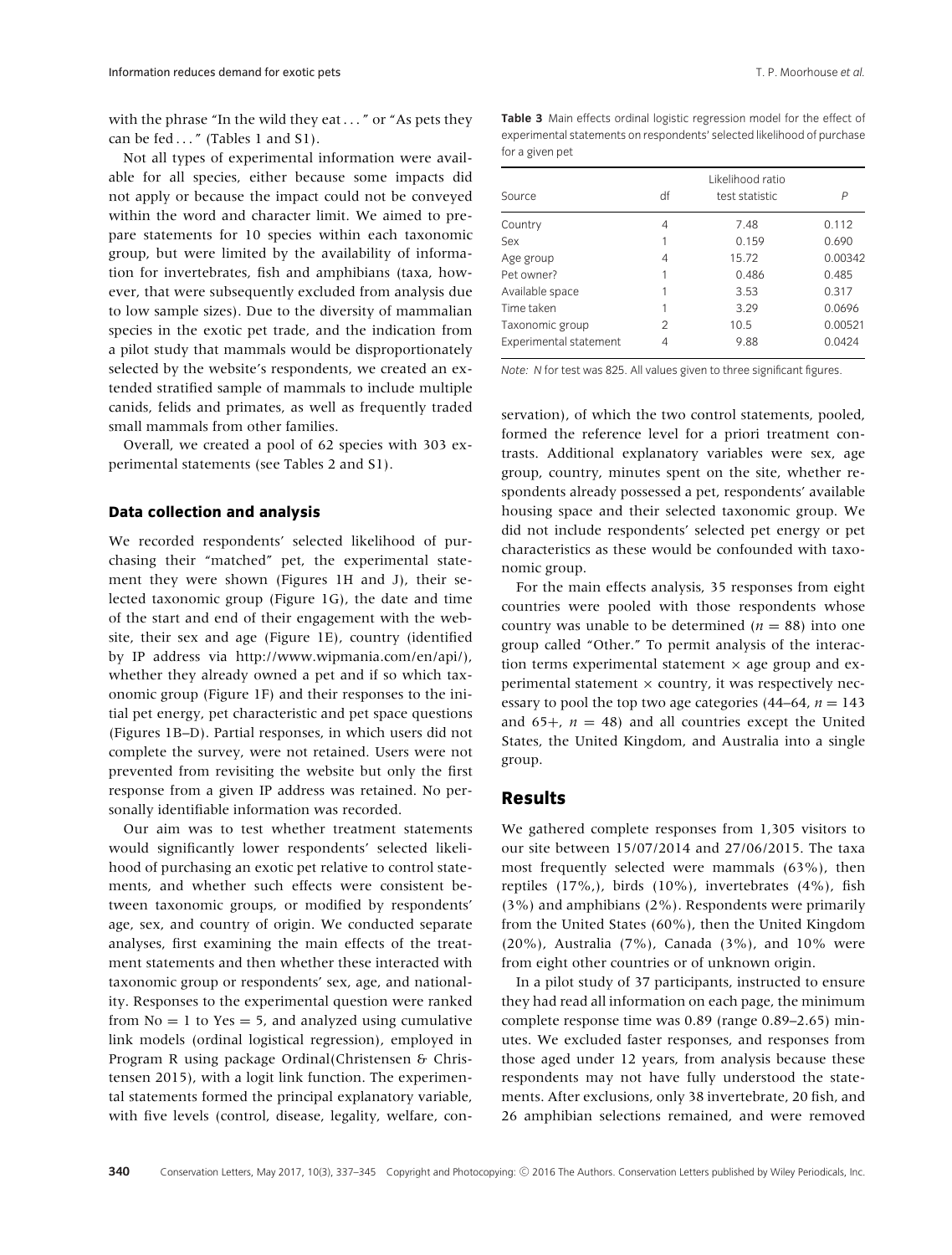with the phrase "In the wild they eat . . . " or "As pets they can be fed . . . " (Tables 1 and S1).

Not all types of experimental information were available for all species, either because some impacts did not apply or because the impact could not be conveyed within the word and character limit. We aimed to prepare statements for 10 species within each taxonomic group, but were limited by the availability of information for invertebrates, fish and amphibians (taxa, however, that were subsequently excluded from analysis due to low sample sizes). Due to the diversity of mammalian species in the exotic pet trade, and the indication from a pilot study that mammals would be disproportionately selected by the website's respondents, we created an extended stratified sample of mammals to include multiple canids, felids and primates, as well as frequently traded small mammals from other families.

Overall, we created a pool of 62 species with 303 experimental statements (see Tables 2 and S1).

### Data collection and analysis

We recorded respondents' selected likelihood of purchasing their "matched" pet, the experimental statement they were shown (Figures 1H and J), their selected taxonomic group (Figure 1G), the date and time of the start and end of their engagement with the website, their sex and age (Figure 1E), country (identified by IP address via http://www.wipmania.com/en/api/), whether they already owned a pet and if so which taxonomic group (Figure 1F) and their responses to the initial pet energy, pet characteristic and pet space questions (Figures 1B–D). Partial responses, in which users did not complete the survey, were not retained. Users were not prevented from revisiting the website but only the first response from a given IP address was retained. No personally identifiable information was recorded.

Our aim was to test whether treatment statements would significantly lower respondents' selected likelihood of purchasing an exotic pet relative to control statements, and whether such effects were consistent between taxonomic groups, or modified by respondents' age, sex, and country of origin. We conducted separate analyses, first examining the main effects of the treatment statements and then whether these interacted with taxonomic group or respondents' sex, age, and nationality. Responses to the experimental question were ranked from No = 1 to Yes = 5, and analyzed using cumulative link models (ordinal logistical regression), employed in Program R using package Ordinal(Christensen & Christensen 2015), with a logit link function. The experimental statements formed the principal explanatory variable, with five levels (control, disease, legality, welfare, conservation), of which the two control statements, pooled, formed the reference level for a priori treatment contrasts. Additional explanatory variables were sex, age group, country, minutes spent on the site, whether respondents already possessed a pet, respondents' available housing space and their selected taxonomic group. We did not include respondents' selected pet energy or pet characteristics as these would be confounded with taxonomic group.

**Table 3** Main effects ordinal logistic regression model for the effect of experimental statements on respondents' selected likelihood of purchase for a given pet

| Source | df | Likelihood ratio test statistic | P |
|---|---|---|---|
| Country | 4 | 7.48 | 0.112 |
| Sex | 1 | 0.159 | 0.690 |
| Age group | 4 | 15.72 | 0.00342 |
| Pet owner? | 1 | 0.486 | 0.485 |
| Available space | 1 | 3.53 | 0.317 |
| Time taken | 1 | 3.29 | 0.0696 |
| Taxonomic group | 2 | 10.5 | 0.00521 |
| Experimental statement | 4 | 9.88 | 0.0424 |

*Note:* $N$ for test was 825. All values given to three significant figures.

For the main effects analysis, 35 responses from eight countries were pooled with those respondents whose country was unable to be determined ($n = 88$) into one group called "Other." To permit analysis of the interaction terms experimental statement × age group and experimental statement × country, it was respectively necessary to pool the top two age categories (44–64, $n = 143$ and 65+, $n = 48$) and all countries except the United States, the United Kingdom, and Australia into a single group.

## Results

We gathered complete responses from 1,305 visitors to our site between 15/07/2014 and 27/06/2015. The taxa most frequently selected were mammals (63%), then reptiles (17%,), birds (10%), invertebrates (4%), fish (3%) and amphibians (2%). Respondents were primarily from the United States (60%), then the United Kingdom (20%), Australia (7%), Canada (3%), and 10% were from eight other countries or of unknown origin.

In a pilot study of 37 participants, instructed to ensure they had read all information on each page, the minimum complete response time was 0.89 (range 0.89–2.65) minutes. We excluded faster responses, and responses from those aged under 12 years, from analysis because these respondents may not have fully understood the statements. After exclusions, only 38 invertebrate, 20 fish, and 26 amphibian selections remained, and were removed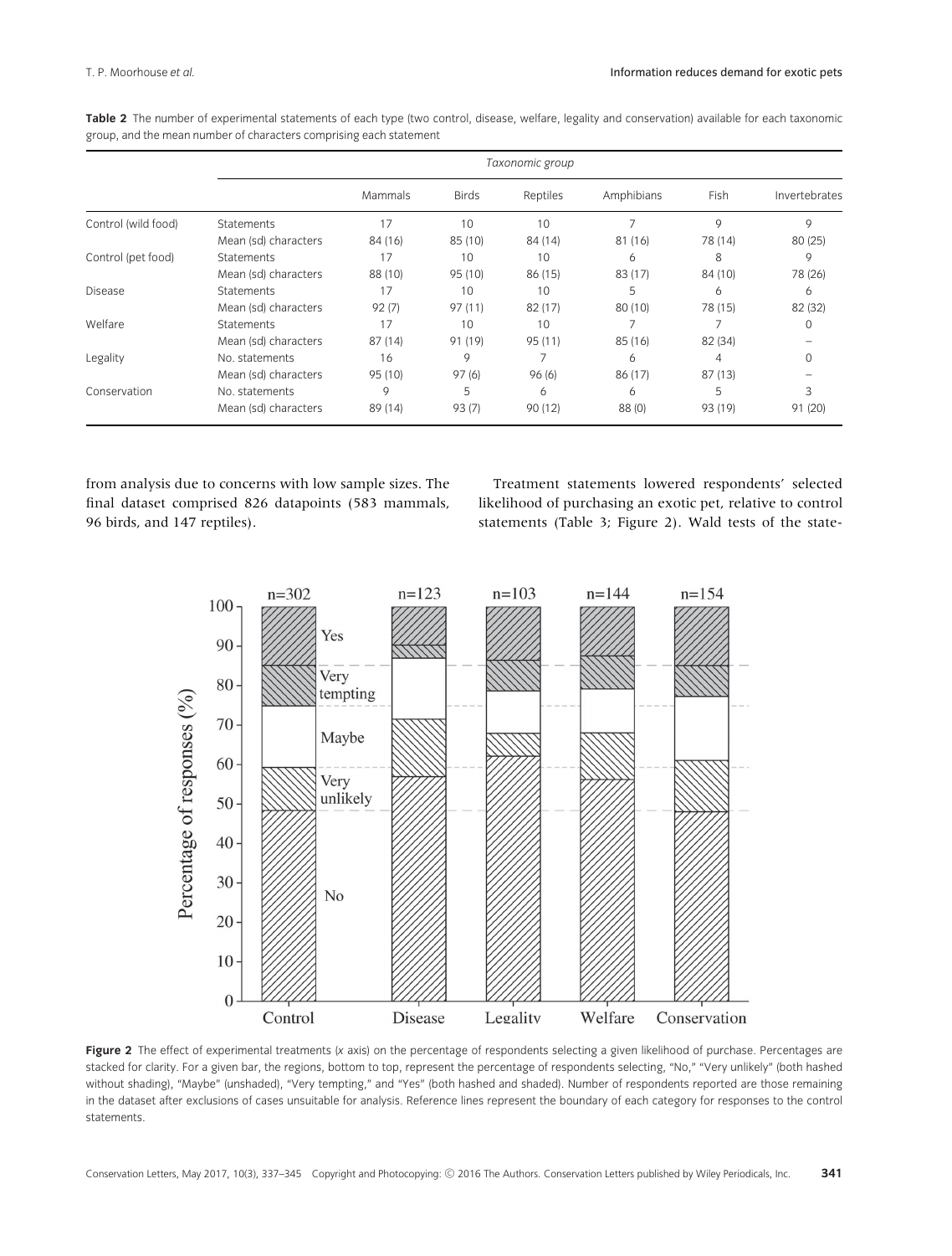**Table 2** The number of experimental statements of each type (two control, disease, welfare, legality and conservation) available for each taxonomic group, and the mean number of characters comprising each statement

| | | *Taxonomic group* | | | | | |
|---|---|---|---|---|---|---|---|
| | | Mammals | Birds | Reptiles | Amphibians | Fish | Invertebrates |
| Control (wild food) | Statements | 17 | 10 | 10 | 7 | 9 | 9 |
| | Mean (sd) characters | 84 (16) | 85 (10) | 84 (14) | 81 (16) | 78 (14) | 80 (25) |
| Control (pet food) | Statements | 17 | 10 | 10 | 6 | 8 | 9 |
| | Mean (sd) characters | 88 (10) | 95 (10) | 86 (15) | 83 (17) | 84 (10) | 78 (26) |
| Disease | Statements | 17 | 10 | 10 | 5 | 6 | 6 |
| | Mean (sd) characters | 92 (7) | 97 (11) | 82 (17) | 80 (10) | 78 (15) | 82 (32) |
| Welfare | Statements | 17 | 10 | 10 | 7 | 7 | 0 |
| | Mean (sd) characters | 87 (14) | 91 (19) | 95 (11) | 85 (16) | 82 (34) | – |
| Legality | No. statements | 16 | 9 | 7 | 6 | 4 | 0 |
| | Mean (sd) characters | 95 (10) | 97 (6) | 96 (6) | 86 (17) | 87 (13) | – |
| Conservation | No. statements | 9 | 5 | 6 | 6 | 5 | 3 |
| | Mean (sd) characters | 89 (14) | 93 (7) | 90 (12) | 88 (0) | 93 (19) | 91 (20) |

from analysis due to concerns with low sample sizes. The final dataset comprised 826 datapoints (583 mammals, 96 birds, and 147 reptiles).

Treatment statements lowered respondents' selected likelihood of purchasing an exotic pet, relative to control statements (Table 3; Figure 2). Wald tests of the state-

**Figure 2** The effect of experimental treatments (*x* axis) on the percentage of respondents selecting a given likelihood of purchase. Percentages are stacked for clarity. For a given bar, the regions, bottom to top, represent the percentage of respondents selecting, "No," "Very unlikely" (both hashed without shading), "Maybe" (unshaded), "Very tempting," and "Yes" (both hashed and shaded). Number of respondents reported are those remaining in the dataset after exclusions of cases unsuitable for analysis. Reference lines represent the boundary of each category for responses to the control statements.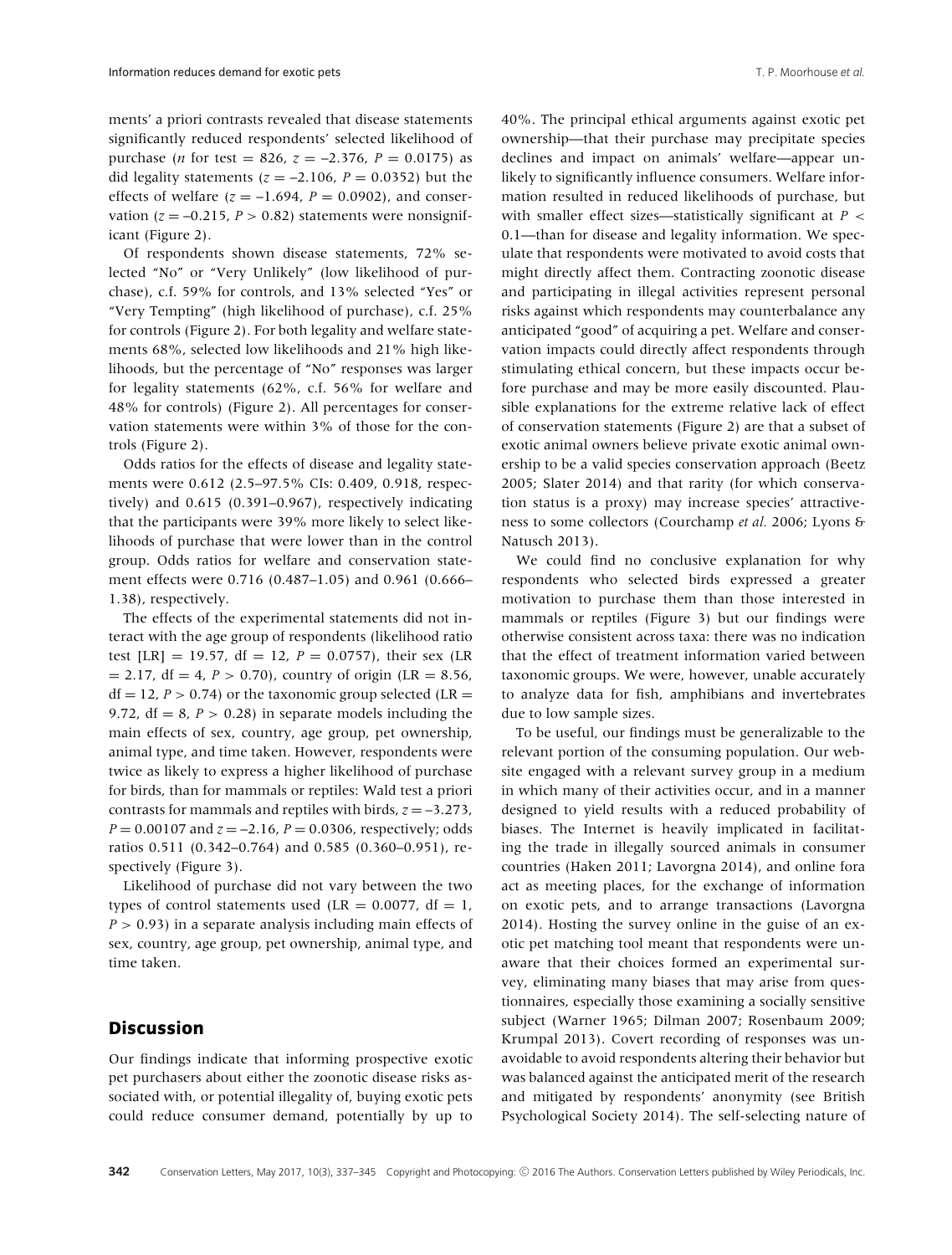ments' a priori contrasts revealed that disease statements significantly reduced respondents' selected likelihood of purchase ($n$ for test = 826, $z = -2.376$, $P = 0.0175$) as did legality statements ($z = -2.106$, $P = 0.0352$) but the effects of welfare ($z = -1.694$, $P = 0.0902$), and conservation ($z = -0.215$, $P > 0.82$) statements were nonsignificant (Figure 2).

Of respondents shown disease statements, 72% selected "No" or "Very Unlikely" (low likelihood of purchase), c.f. 59% for controls, and 13% selected "Yes" or "Very Tempting" (high likelihood of purchase), c.f. 25% for controls (Figure 2). For both legality and welfare statements 68%, selected low likelihoods and 21% high likelihoods, but the percentage of "No" responses was larger for legality statements (62%, c.f. 56% for welfare and 48% for controls) (Figure 2). All percentages for conservation statements were within 3% of those for the controls (Figure 2).

Odds ratios for the effects of disease and legality statements were 0.612 (2.5–97.5% CIs: 0.409, 0.918, respectively) and 0.615 (0.391–0.967), respectively indicating that the participants were 39% more likely to select likelihoods of purchase that were lower than in the control group. Odds ratios for welfare and conservation statement effects were 0.716 (0.487–1.05) and 0.961 (0.666–1.38), respectively.

The effects of the experimental statements did not interact with the age group of respondents (likelihood ratio test [LR] = 19.57, df = 12, $P = 0.0757$), their sex (LR = 2.17, df = 4, $P > 0.70$), country of origin (LR = 8.56, df = 12, $P > 0.74$) or the taxonomic group selected (LR = 9.72, df = 8, $P > 0.28$) in separate models including the main effects of sex, country, age group, pet ownership, animal type, and time taken. However, respondents were twice as likely to express a higher likelihood of purchase for birds, than for mammals or reptiles: Wald test a priori contrasts for mammals and reptiles with birds, $z = -3.273$, $P = 0.00107$ and $z = -2.16$, $P = 0.0306$, respectively; odds ratios 0.511 (0.342–0.764) and 0.585 (0.360–0.951), respectively (Figure 3).

Likelihood of purchase did not vary between the two types of control statements used (LR = 0.0077, df = 1, $P > 0.93$) in a separate analysis including main effects of sex, country, age group, pet ownership, animal type, and time taken.

## Discussion

Our findings indicate that informing prospective exotic pet purchasers about either the zoonotic disease risks associated with, or potential illegality of, buying exotic pets could reduce consumer demand, potentially by up to 40%. The principal ethical arguments against exotic pet ownership—that their purchase may precipitate species declines and impact on animals' welfare—appear unlikely to significantly influence consumers. Welfare information resulted in reduced likelihoods of purchase, but with smaller effect sizes—statistically significant at $P < 0.1$—than for disease and legality information. We speculate that respondents were motivated to avoid costs that might directly affect them. Contracting zoonotic disease and participating in illegal activities represent personal risks against which respondents may counterbalance any anticipated "good" of acquiring a pet. Welfare and conservation impacts could directly affect respondents through stimulating ethical concern, but these impacts occur before purchase and may be more easily discounted. Plausible explanations for the extreme relative lack of effect of conservation statements (Figure 2) are that a subset of exotic animal owners believe private exotic animal ownership to be a valid species conservation approach (Beetz 2005; Slater 2014) and that rarity (for which conservation status is a proxy) may increase species' attractiveness to some collectors (Courchamp *et al.* 2006; Lyons & Natusch 2013).

We could find no conclusive explanation for why respondents who selected birds expressed a greater motivation to purchase them than those interested in mammals or reptiles (Figure 3) but our findings were otherwise consistent across taxa: there was no indication that the effect of treatment information varied between taxonomic groups. We were, however, unable accurately to analyze data for fish, amphibians and invertebrates due to low sample sizes.

To be useful, our findings must be generalizable to the relevant portion of the consuming population. Our website engaged with a relevant survey group in a medium in which many of their activities occur, and in a manner designed to yield results with a reduced probability of biases. The Internet is heavily implicated in facilitating the trade in illegally sourced animals in consumer countries (Haken 2011; Lavorgna 2014), and online fora act as meeting places, for the exchange of information on exotic pets, and to arrange transactions (Lavorgna 2014). Hosting the survey online in the guise of an exotic pet matching tool meant that respondents were unaware that their choices formed an experimental survey, eliminating many biases that may arise from questionnaires, especially those examining a socially sensitive subject (Warner 1965; Dilman 2007; Rosenbaum 2009; Krumpal 2013). Covert recording of responses was unavoidable to avoid respondents altering their behavior but was balanced against the anticipated merit of the research and mitigated by respondents' anonymity (see British Psychological Society 2014). The self-selecting nature of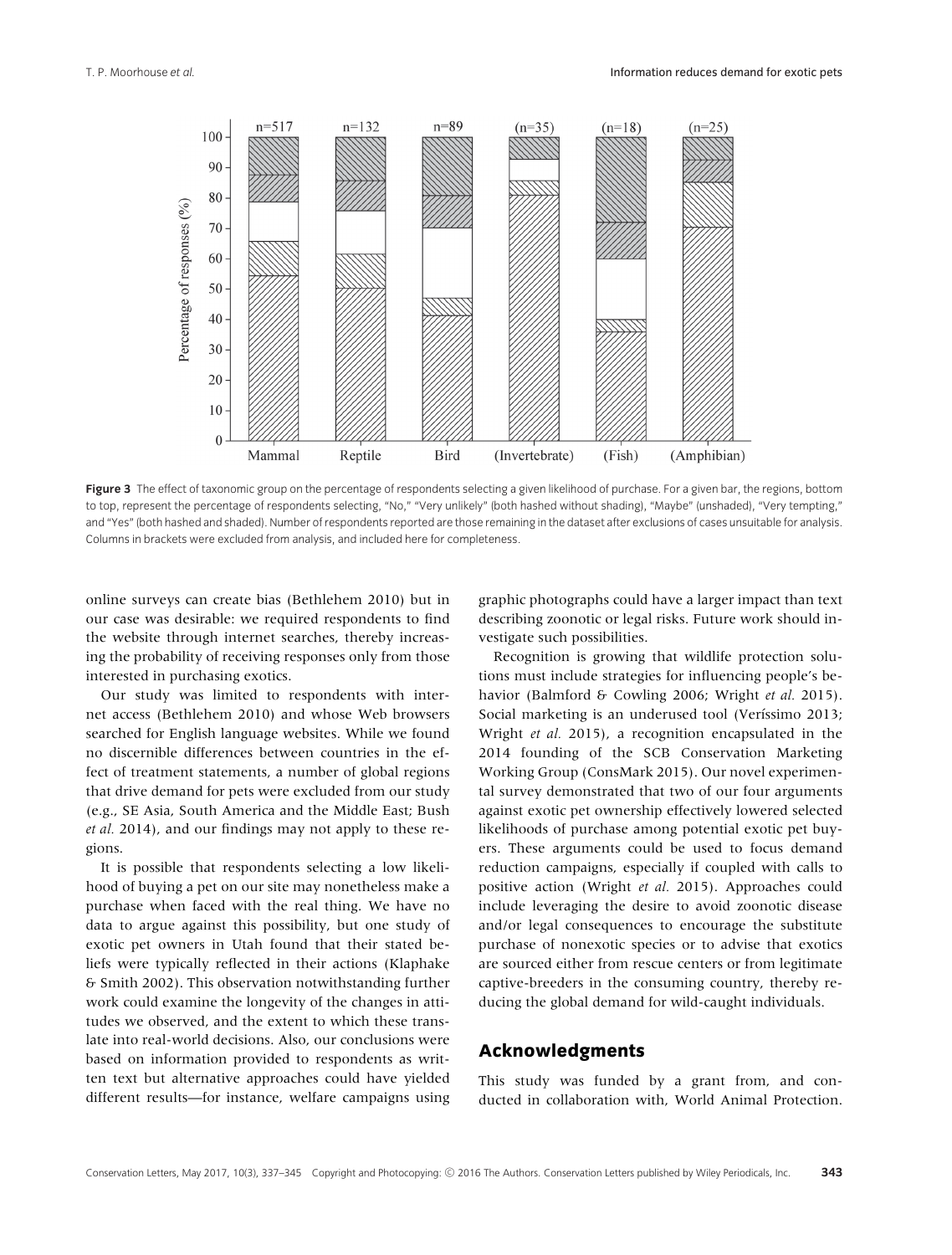Figure 3 The effect of taxonomic group on the percentage of respondents selecting a given likelihood of purchase. For a given bar, the regions, bottom to top, represent the percentage of respondents selecting, "No," "Very unlikely" (both hashed without shading), "Maybe" (unshaded), "Very tempting," and "Yes" (both hashed and shaded). Number of respondents reported are those remaining in the dataset after exclusions of cases unsuitable for analysis. Columns in brackets were excluded from analysis, and included here for completeness.

online surveys can create bias (Bethlehem 2010) but in our case was desirable: we required respondents to find the website through internet searches, thereby increasing the probability of receiving responses only from those interested in purchasing exotics.

Our study was limited to respondents with internet access (Bethlehem 2010) and whose Web browsers searched for English language websites. While we found no discernible differences between countries in the effect of treatment statements, a number of global regions that drive demand for pets were excluded from our study (e.g., SE Asia, South America and the Middle East; Bush *et al.* 2014), and our findings may not apply to these regions.

It is possible that respondents selecting a low likelihood of buying a pet on our site may nonetheless make a purchase when faced with the real thing. We have no data to argue against this possibility, but one study of exotic pet owners in Utah found that their stated beliefs were typically reflected in their actions (Klaphake & Smith 2002). This observation notwithstanding further work could examine the longevity of the changes in attitudes we observed, and the extent to which these translate into real-world decisions. Also, our conclusions were based on information provided to respondents as written text but alternative approaches could have yielded different results—for instance, welfare campaigns using graphic photographs could have a larger impact than text describing zoonotic or legal risks. Future work should investigate such possibilities.

Recognition is growing that wildlife protection solutions must include strategies for influencing people's behavior (Balmford & Cowling 2006; Wright *et al.* 2015). Social marketing is an underused tool (Veríssimo 2013; Wright *et al.* 2015), a recognition encapsulated in the 2014 founding of the SCB Conservation Marketing Working Group (ConsMark 2015). Our novel experimental survey demonstrated that two of our four arguments against exotic pet ownership effectively lowered selected likelihoods of purchase among potential exotic pet buyers. These arguments could be used to focus demand reduction campaigns, especially if coupled with calls to positive action (Wright *et al.* 2015). Approaches could include leveraging the desire to avoid zoonotic disease and/or legal consequences to encourage the substitute purchase of nonexotic species or to advise that exotics are sourced either from rescue centers or from legitimate captive-breeders in the consuming country, thereby reducing the global demand for wild-caught individuals.

## Acknowledgments

This study was funded by a grant from, and conducted in collaboration with, World Animal Protection.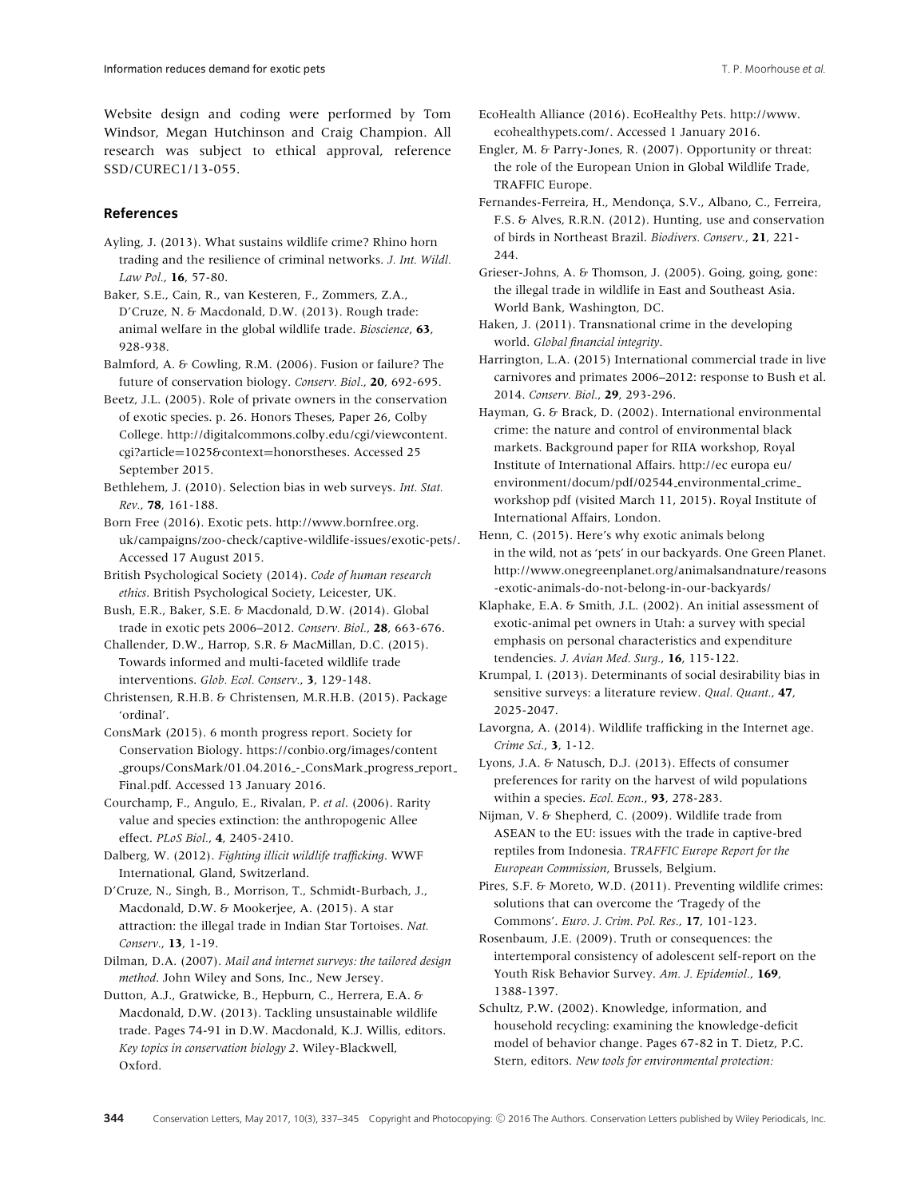Website design and coding were performed by Tom Windsor, Megan Hutchinson and Craig Champion. All research was subject to ethical approval, reference SSD/CUREC1/13-055.

## References

Ayling, J. (2013). What sustains wildlife crime? Rhino horn trading and the resilience of criminal networks. *J. Int. Wildl. Law Pol.*, **16**, 57-80.

Baker, S.E., Cain, R., van Kesteren, F., Zommers, Z.A., D'Cruze, N. & Macdonald, D.W. (2013). Rough trade: animal welfare in the global wildlife trade. *Bioscience*, **63**, 928-938.

Balmford, A. & Cowling, R.M. (2006). Fusion or failure? The future of conservation biology. *Conserv. Biol.*, **20**, 692-695.

Beetz, J.L. (2005). Role of private owners in the conservation of exotic species. p. 26. Honors Theses, Paper 26, Colby College. http://digitalcommons.colby.edu/cgi/viewcontent.cgi?article=1025&context=honorstheses. Accessed 25 September 2015.

Bethlehem, J. (2010). Selection bias in web surveys. *Int. Stat. Rev.*, **78**, 161-188.

Born Free (2016). Exotic pets. http://www.bornfree.org.uk/campaigns/zoo-check/captive-wildlife-issues/exotic-pets/. Accessed 17 August 2015.

British Psychological Society (2014). *Code of human research ethics*. British Psychological Society, Leicester, UK.

Bush, E.R., Baker, S.E. & Macdonald, D.W. (2014). Global trade in exotic pets 2006–2012. *Conserv. Biol.*, **28**, 663-676.

Challender, D.W., Harrop, S.R. & MacMillan, D.C. (2015). Towards informed and multi-faceted wildlife trade interventions. *Glob. Ecol. Conserv.*, **3**, 129-148.

Christensen, R.H.B. & Christensen, M.R.H.B. (2015). Package 'ordinal'.

ConsMark (2015). 6 month progress report. Society for Conservation Biology. https://conbio.org/images/content_groups/ConsMark/01.04.2016_-_ConsMark_progress_report_Final.pdf. Accessed 13 January 2016.

Courchamp, F., Angulo, E., Rivalan, P. *et al*. (2006). Rarity value and species extinction: the anthropogenic Allee effect. *PLoS Biol.*, **4**, 2405-2410.

Dalberg, W. (2012). *Fighting illicit wildlife trafficking*. WWF International, Gland, Switzerland.

D'Cruze, N., Singh, B., Morrison, T., Schmidt-Burbach, J., Macdonald, D.W. & Mookerjee, A. (2015). A star attraction: the illegal trade in Indian Star Tortoises. *Nat. Conserv.*, **13**, 1-19.

Dilman, D.A. (2007). *Mail and internet surveys: the tailored design method*. John Wiley and Sons, Inc., New Jersey.

Dutton, A.J., Gratwicke, B., Hepburn, C., Herrera, E.A. & Macdonald, D.W. (2013). Tackling unsustainable wildlife trade. Pages 74-91 in D.W. Macdonald, K.J. Willis, editors. *Key topics in conservation biology 2*. Wiley-Blackwell, Oxford.

EcoHealth Alliance (2016). EcoHealthy Pets. http://www.ecohealthypets.com/. Accessed 1 January 2016.

Engler, M. & Parry-Jones, R. (2007). Opportunity or threat: the role of the European Union in Global Wildlife Trade, TRAFFIC Europe.

Fernandes-Ferreira, H., Mendonça, S.V., Albano, C., Ferreira, F.S. & Alves, R.R.N. (2012). Hunting, use and conservation of birds in Northeast Brazil. *Biodivers. Conserv.*, **21**, 221-244.

Grieser-Johns, A. & Thomson, J. (2005). Going, going, gone: the illegal trade in wildlife in East and Southeast Asia. World Bank, Washington, DC.

Haken, J. (2011). Transnational crime in the developing world. *Global financial integrity*.

Harrington, L.A. (2015) International commercial trade in live carnivores and primates 2006–2012: response to Bush et al. 2014. *Conserv. Biol.*, **29**, 293-296.

Hayman, G. & Brack, D. (2002). International environmental crime: the nature and control of environmental black markets. Background paper for RIIA workshop, Royal Institute of International Affairs. http://ec europa eu/environment/docum/pdf/02544_environmental_crime_workshop pdf (visited March 11, 2015). Royal Institute of International Affairs, London.

Henn, C. (2015). Here's why exotic animals belong in the wild, not as 'pets' in our backyards. One Green Planet. http://www.onegreenplanet.org/animalsandnature/reasons-exotic-animals-do-not-belong-in-our-backyards/

Klaphake, E.A. & Smith, J.L. (2002). An initial assessment of exotic-animal pet owners in Utah: a survey with special emphasis on personal characteristics and expenditure tendencies. *J. Avian Med. Surg.*, **16**, 115-122.

Krumpal, I. (2013). Determinants of social desirability bias in sensitive surveys: a literature review. *Qual. Quant.*, **47**, 2025-2047.

Lavorgna, A. (2014). Wildlife trafficking in the Internet age. *Crime Sci.*, **3**, 1-12.

Lyons, J.A. & Natusch, D.J. (2013). Effects of consumer preferences for rarity on the harvest of wild populations within a species. *Ecol. Econ.*, **93**, 278-283.

Nijman, V. & Shepherd, C. (2009). Wildlife trade from ASEAN to the EU: issues with the trade in captive-bred reptiles from Indonesia. *TRAFFIC Europe Report for the European Commission*, Brussels, Belgium.

Pires, S.F. & Moreto, W.D. (2011). Preventing wildlife crimes: solutions that can overcome the 'Tragedy of the Commons'. *Euro. J. Crim. Pol. Res.*, **17**, 101-123.

Rosenbaum, J.E. (2009). Truth or consequences: the intertemporal consistency of adolescent self-report on the Youth Risk Behavior Survey. *Am. J. Epidemiol.*, **169**, 1388-1397.

Schultz, P.W. (2002). Knowledge, information, and household recycling: examining the knowledge-deficit model of behavior change. Pages 67-82 in T. Dietz, P.C. Stern, editors. *New tools for environmental protection:*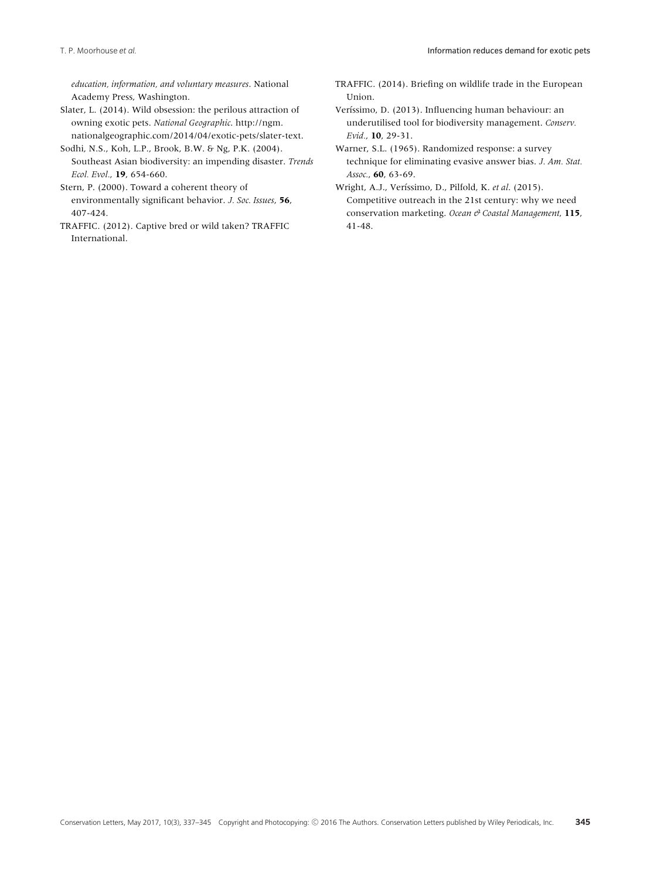*education, information, and voluntary measures*. National Academy Press, Washington.

Slater, L. (2014). Wild obsession: the perilous attraction of owning exotic pets. *National Geographic*. http://ngm.nationalgeographic.com/2014/04/exotic-pets/slater-text.

Sodhi, N.S., Koh, L.P., Brook, B.W. & Ng, P.K. (2004). Southeast Asian biodiversity: an impending disaster. *Trends Ecol. Evol.*, **19**, 654-660.

Stern, P. (2000). Toward a coherent theory of environmentally significant behavior. *J. Soc. Issues*, **56**, 407-424.

TRAFFIC. (2012). Captive bred or wild taken? TRAFFIC International.

TRAFFIC. (2014). Briefing on wildlife trade in the European Union.

Veríssimo, D. (2013). Influencing human behaviour: an underutilised tool for biodiversity management. *Conserv. Evid.*, **10**, 29-31.

Warner, S.L. (1965). Randomized response: a survey technique for eliminating evasive answer bias. *J. Am. Stat. Assoc.*, **60**, 63-69.

Wright, A.J., Veríssimo, D., Pilfold, K. *et al*. (2015). Competitive outreach in the 21st century: why we need conservation marketing. *Ocean & Coastal Management*, **115**, 41-48.